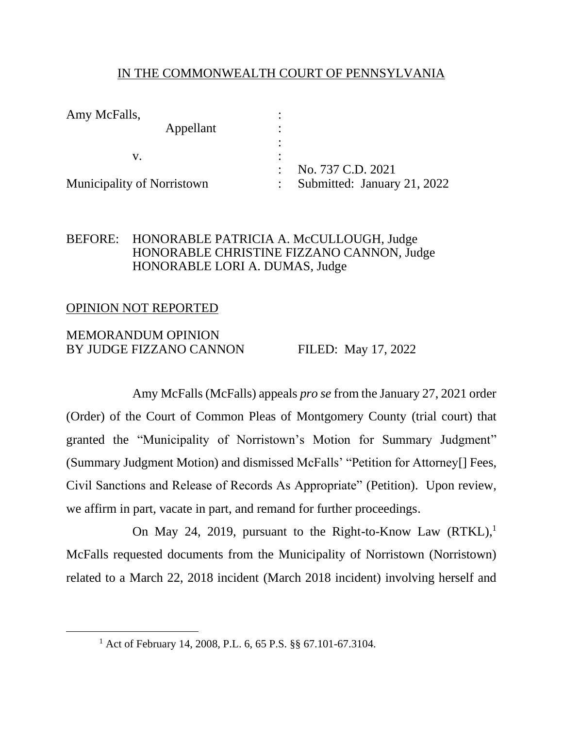IN THE COMMONWEALTH COURT OF PENNSYLVANIA

Amy McFalls,
Appellant

v.

Municipality of Norristown

No. 737 C.D. 2021
Submitted: January 21, 2022

BEFORE: HONORABLE PATRICIA A. McCULLOUGH, Judge
HONORABLE CHRISTINE FIZZANO CANNON, Judge
HONORABLE LORI A. DUMAS, Judge

OPINION NOT REPORTED

MEMORANDUM OPINION
BY JUDGE FIZZANO CANNON          FILED: May 17, 2022

Amy McFalls (McFalls) appeals *pro se* from the January 27, 2021 order (Order) of the Court of Common Pleas of Montgomery County (trial court) that granted the "Municipality of Norristown's Motion for Summary Judgment" (Summary Judgment Motion) and dismissed McFalls' "Petition for Attorney[] Fees, Civil Sanctions and Release of Records As Appropriate" (Petition). Upon review, we affirm in part, vacate in part, and remand for further proceedings.

On May 24, 2019, pursuant to the Right-to-Know Law (RTKL),[1] McFalls requested documents from the Municipality of Norristown (Norristown) related to a March 22, 2018 incident (March 2018 incident) involving herself and

[1] Act of February 14, 2008, P.L. 6, 65 P.S. §§ 67.101-67.3104.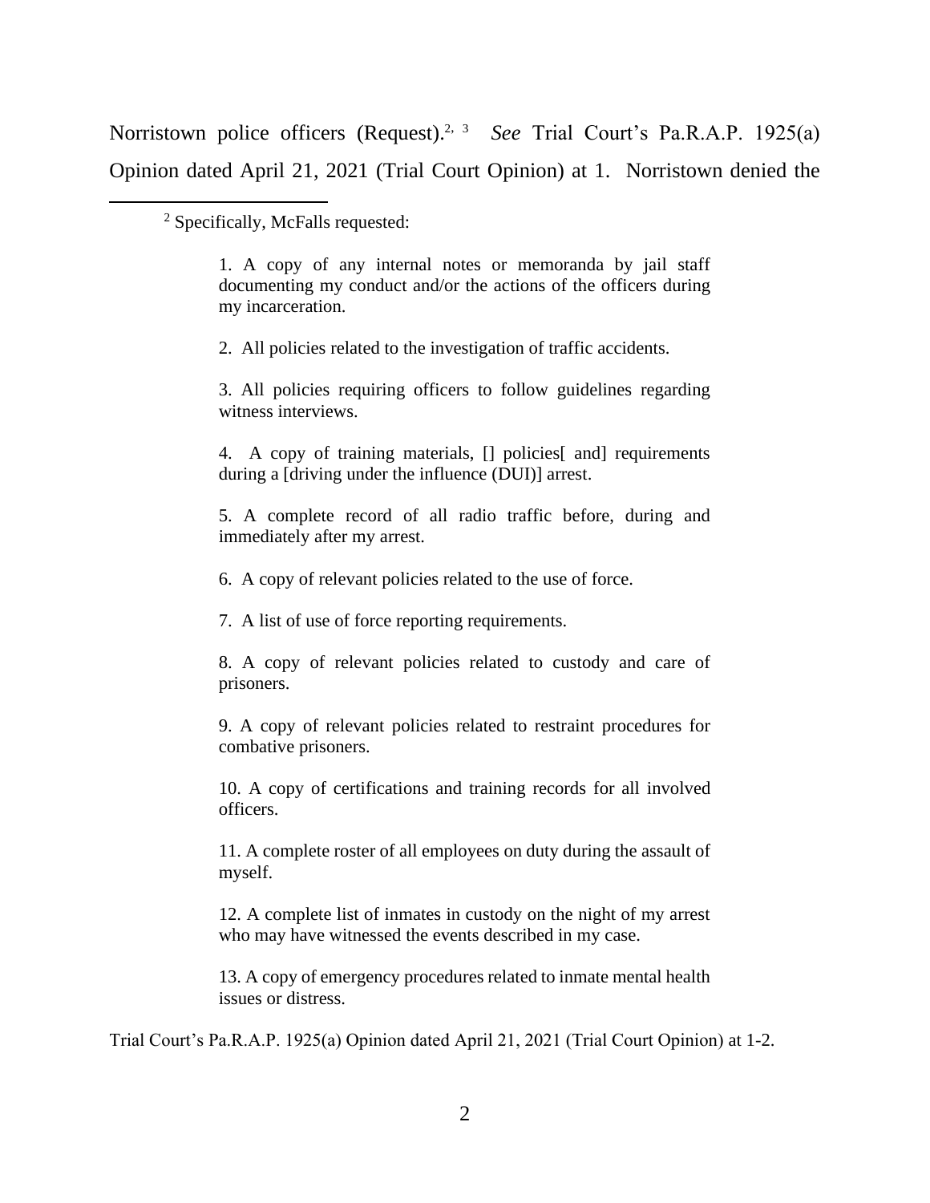Norristown police officers (Request).[2, 3] *See* Trial Court's Pa.R.A.P. 1925(a) Opinion dated April 21, 2021 (Trial Court Opinion) at 1. Norristown denied the

---

[2] Specifically, McFalls requested:

> 1. A copy of any internal notes or memoranda by jail staff documenting my conduct and/or the actions of the officers during my incarceration.
>
> 2. All policies related to the investigation of traffic accidents.
>
> 3. All policies requiring officers to follow guidelines regarding witness interviews.
>
> 4. A copy of training materials, [] policies[ and] requirements during a [driving under the influence (DUI)] arrest.
>
> 5. A complete record of all radio traffic before, during and immediately after my arrest.
>
> 6. A copy of relevant policies related to the use of force.
>
> 7. A list of use of force reporting requirements.
>
> 8. A copy of relevant policies related to custody and care of prisoners.
>
> 9. A copy of relevant policies related to restraint procedures for combative prisoners.
>
> 10. A copy of certifications and training records for all involved officers.
>
> 11. A complete roster of all employees on duty during the assault of myself.
>
> 12. A complete list of inmates in custody on the night of my arrest who may have witnessed the events described in my case.
>
> 13. A copy of emergency procedures related to inmate mental health issues or distress.

Trial Court's Pa.R.A.P. 1925(a) Opinion dated April 21, 2021 (Trial Court Opinion) at 1-2.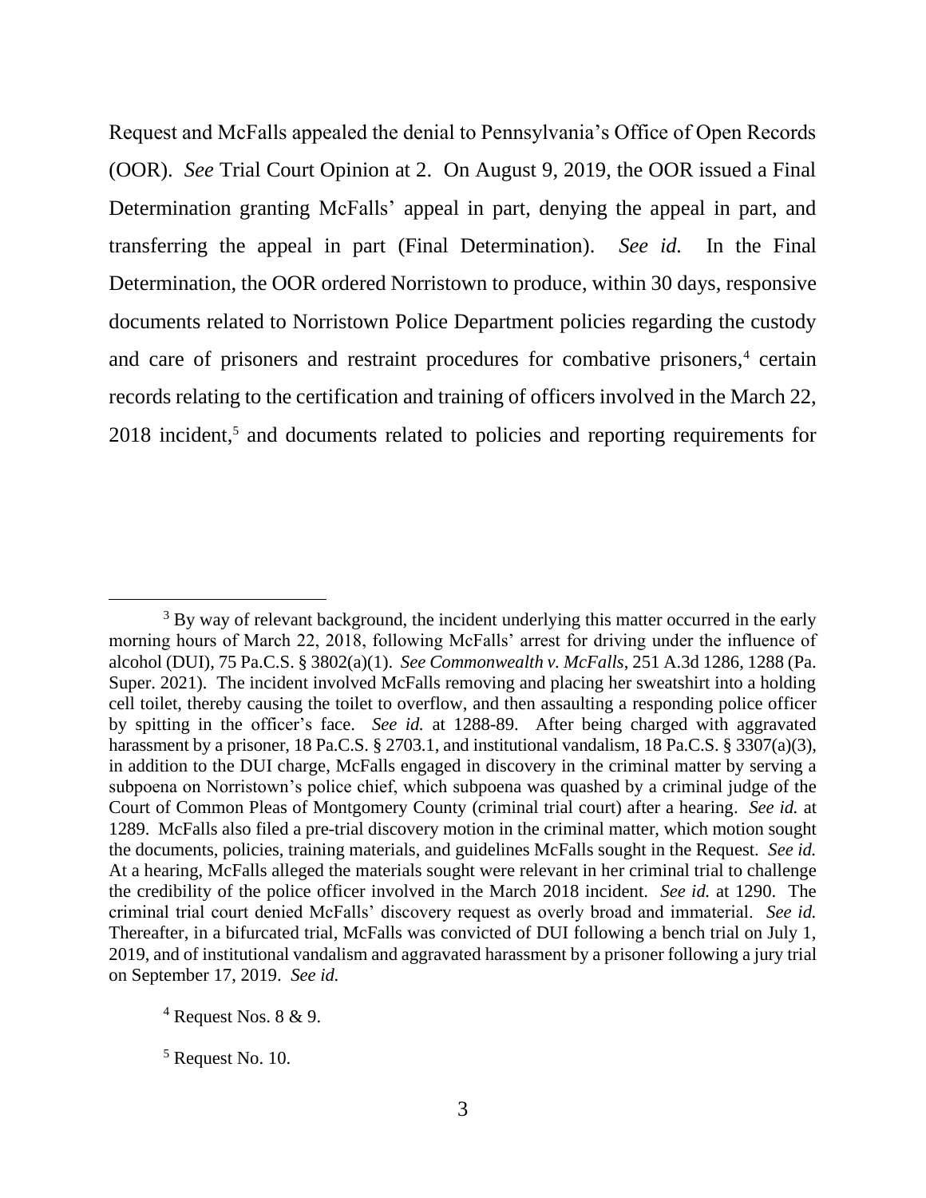Request and McFalls appealed the denial to Pennsylvania's Office of Open Records (OOR). *See* Trial Court Opinion at 2. On August 9, 2019, the OOR issued a Final Determination granting McFalls' appeal in part, denying the appeal in part, and transferring the appeal in part (Final Determination). *See id.* In the Final Determination, the OOR ordered Norristown to produce, within 30 days, responsive documents related to Norristown Police Department policies regarding the custody and care of prisoners and restraint procedures for combative prisoners,[4] certain records relating to the certification and training of officers involved in the March 22, 2018 incident,[5] and documents related to policies and reporting requirements for

---

[3] By way of relevant background, the incident underlying this matter occurred in the early morning hours of March 22, 2018, following McFalls' arrest for driving under the influence of alcohol (DUI), 75 Pa.C.S. § 3802(a)(1). *See Commonwealth v. McFalls*, 251 A.3d 1286, 1288 (Pa. Super. 2021). The incident involved McFalls removing and placing her sweatshirt into a holding cell toilet, thereby causing the toilet to overflow, and then assaulting a responding police officer by spitting in the officer's face. *See id.* at 1288-89. After being charged with aggravated harassment by a prisoner, 18 Pa.C.S. § 2703.1, and institutional vandalism, 18 Pa.C.S. § 3307(a)(3), in addition to the DUI charge, McFalls engaged in discovery in the criminal matter by serving a subpoena on Norristown's police chief, which subpoena was quashed by a criminal judge of the Court of Common Pleas of Montgomery County (criminal trial court) after a hearing. *See id.* at 1289. McFalls also filed a pre-trial discovery motion in the criminal matter, which motion sought the documents, policies, training materials, and guidelines McFalls sought in the Request. *See id.* At a hearing, McFalls alleged the materials sought were relevant in her criminal trial to challenge the credibility of the police officer involved in the March 2018 incident. *See id.* at 1290. The criminal trial court denied McFalls' discovery request as overly broad and immaterial. *See id.* Thereafter, in a bifurcated trial, McFalls was convicted of DUI following a bench trial on July 1, 2019, and of institutional vandalism and aggravated harassment by a prisoner following a jury trial on September 17, 2019. *See id.*

[4] Request Nos. 8 & 9.

[5] Request No. 10.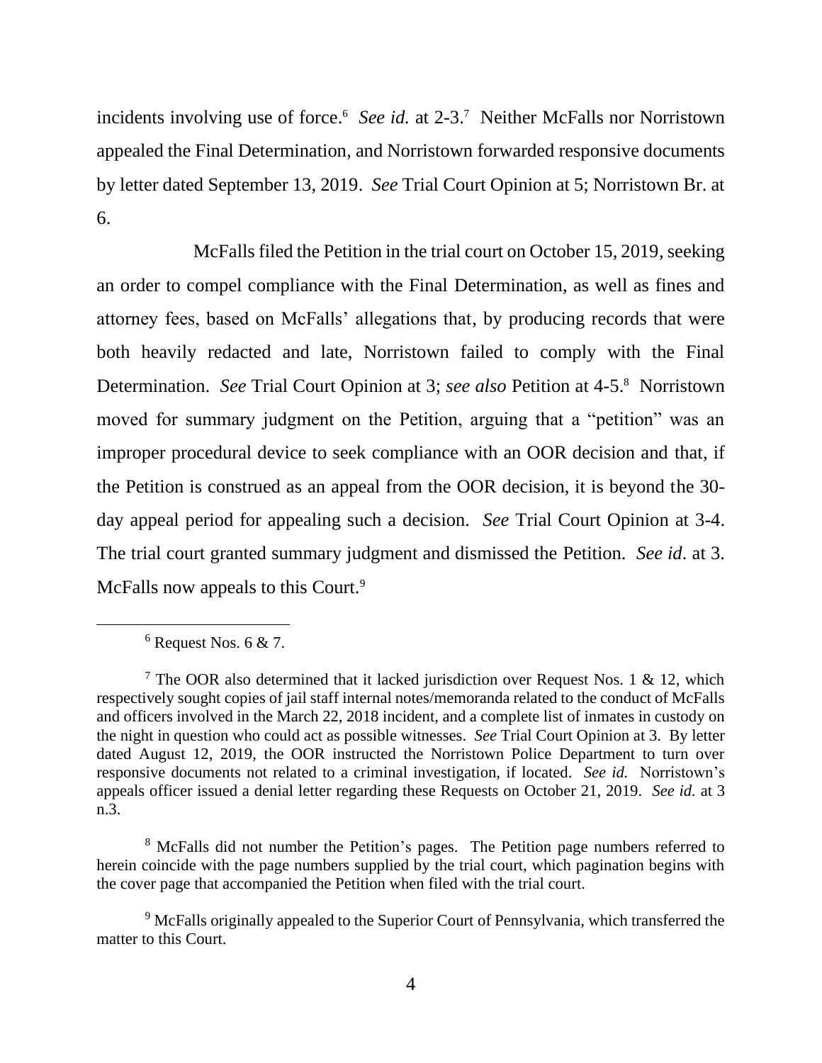incidents involving use of force.[6] *See id.* at 2-3.[7] Neither McFalls nor Norristown appealed the Final Determination, and Norristown forwarded responsive documents by letter dated September 13, 2019. *See* Trial Court Opinion at 5; Norristown Br. at 6.

McFalls filed the Petition in the trial court on October 15, 2019, seeking an order to compel compliance with the Final Determination, as well as fines and attorney fees, based on McFalls' allegations that, by producing records that were both heavily redacted and late, Norristown failed to comply with the Final Determination. *See* Trial Court Opinion at 3; *see also* Petition at 4-5.[8] Norristown moved for summary judgment on the Petition, arguing that a "petition" was an improper procedural device to seek compliance with an OOR decision and that, if the Petition is construed as an appeal from the OOR decision, it is beyond the 30-day appeal period for appealing such a decision. *See* Trial Court Opinion at 3-4. The trial court granted summary judgment and dismissed the Petition. *See id*. at 3. McFalls now appeals to this Court.[9]

---

[6] Request Nos. 6 & 7.

[7] The OOR also determined that it lacked jurisdiction over Request Nos. 1 & 12, which respectively sought copies of jail staff internal notes/memoranda related to the conduct of McFalls and officers involved in the March 22, 2018 incident, and a complete list of inmates in custody on the night in question who could act as possible witnesses. *See* Trial Court Opinion at 3. By letter dated August 12, 2019, the OOR instructed the Norristown Police Department to turn over responsive documents not related to a criminal investigation, if located. *See id.* Norristown's appeals officer issued a denial letter regarding these Requests on October 21, 2019. *See id.* at 3 n.3.

[8] McFalls did not number the Petition's pages. The Petition page numbers referred to herein coincide with the page numbers supplied by the trial court, which pagination begins with the cover page that accompanied the Petition when filed with the trial court.

[9] McFalls originally appealed to the Superior Court of Pennsylvania, which transferred the matter to this Court.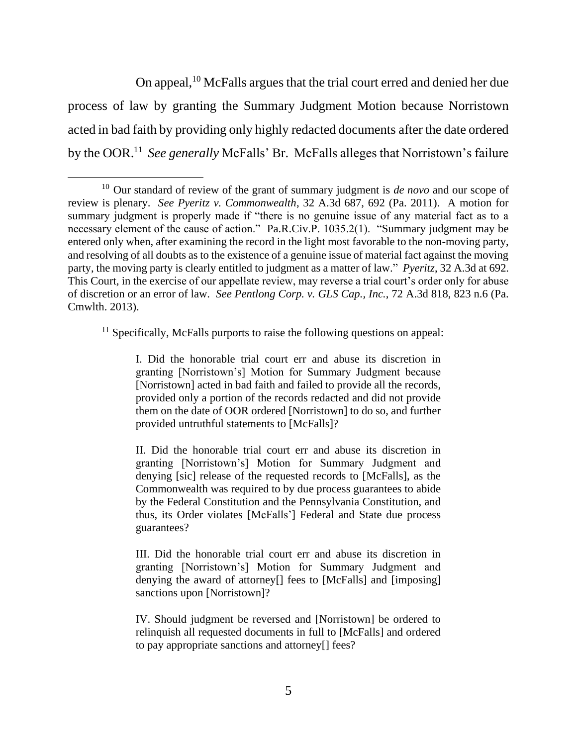On appeal,[10] McFalls argues that the trial court erred and denied her due process of law by granting the Summary Judgment Motion because Norristown acted in bad faith by providing only highly redacted documents after the date ordered by the OOR.[11] *See generally* McFalls' Br. McFalls alleges that Norristown's failure

---

[10] Our standard of review of the grant of summary judgment is *de novo* and our scope of review is plenary. *See Pyeritz v. Commonwealth*, 32 A.3d 687, 692 (Pa. 2011). A motion for summary judgment is properly made if "there is no genuine issue of any material fact as to a necessary element of the cause of action." Pa.R.Civ.P. 1035.2(1). "Summary judgment may be entered only when, after examining the record in the light most favorable to the non-moving party, and resolving of all doubts as to the existence of a genuine issue of material fact against the moving party, the moving party is clearly entitled to judgment as a matter of law." *Pyeritz*, 32 A.3d at 692. This Court, in the exercise of our appellate review, may reverse a trial court's order only for abuse of discretion or an error of law. *See Pentlong Corp. v. GLS Cap., Inc.*, 72 A.3d 818, 823 n.6 (Pa. Cmwlth. 2013).

[11] Specifically, McFalls purports to raise the following questions on appeal:

> I. Did the honorable trial court err and abuse its discretion in granting [Norristown's] Motion for Summary Judgment because [Norristown] acted in bad faith and failed to provide all the records, provided only a portion of the records redacted and did not provide them on the date of OOR <u>ordered</u> [Norristown] to do so, and further provided untruthful statements to [McFalls]?
>
> II. Did the honorable trial court err and abuse its discretion in granting [Norristown's] Motion for Summary Judgment and denying [sic] release of the requested records to [McFalls], as the Commonwealth was required to by due process guarantees to abide by the Federal Constitution and the Pennsylvania Constitution, and thus, its Order violates [McFalls'] Federal and State due process guarantees?
>
> III. Did the honorable trial court err and abuse its discretion in granting [Norristown's] Motion for Summary Judgment and denying the award of attorney[] fees to [McFalls] and [imposing] sanctions upon [Norristown]?
>
> IV. Should judgment be reversed and [Norristown] be ordered to relinquish all requested documents in full to [McFalls] and ordered to pay appropriate sanctions and attorney[] fees?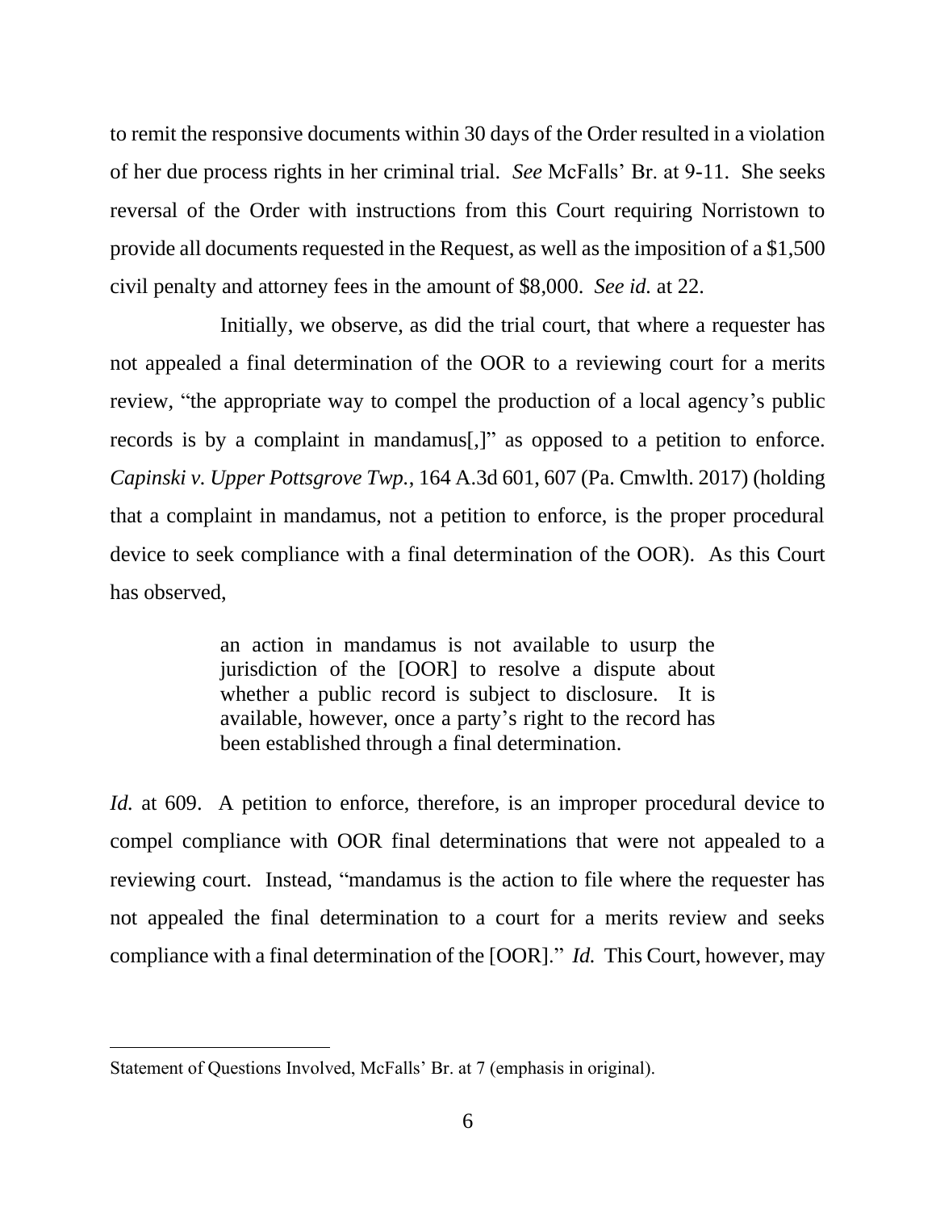to remit the responsive documents within 30 days of the Order resulted in a violation of her due process rights in her criminal trial. *See* McFalls' Br. at 9-11. She seeks reversal of the Order with instructions from this Court requiring Norristown to provide all documents requested in the Request, as well as the imposition of a $1,500 civil penalty and attorney fees in the amount of $8,000. *See id.* at 22.

Initially, we observe, as did the trial court, that where a requester has not appealed a final determination of the OOR to a reviewing court for a merits review, "the appropriate way to compel the production of a local agency's public records is by a complaint in mandamus[,]" as opposed to a petition to enforce. *Capinski v. Upper Pottsgrove Twp.*, 164 A.3d 601, 607 (Pa. Cmwlth. 2017) (holding that a complaint in mandamus, not a petition to enforce, is the proper procedural device to seek compliance with a final determination of the OOR). As this Court has observed,

> an action in mandamus is not available to usurp the jurisdiction of the [OOR] to resolve a dispute about whether a public record is subject to disclosure. It is available, however, once a party's right to the record has been established through a final determination.

*Id.* at 609. A petition to enforce, therefore, is an improper procedural device to compel compliance with OOR final determinations that were not appealed to a reviewing court. Instead, "mandamus is the action to file where the requester has not appealed the final determination to a court for a merits review and seeks compliance with a final determination of the [OOR]." *Id.* This Court, however, may

---

Statement of Questions Involved, McFalls' Br. at 7 (emphasis in original).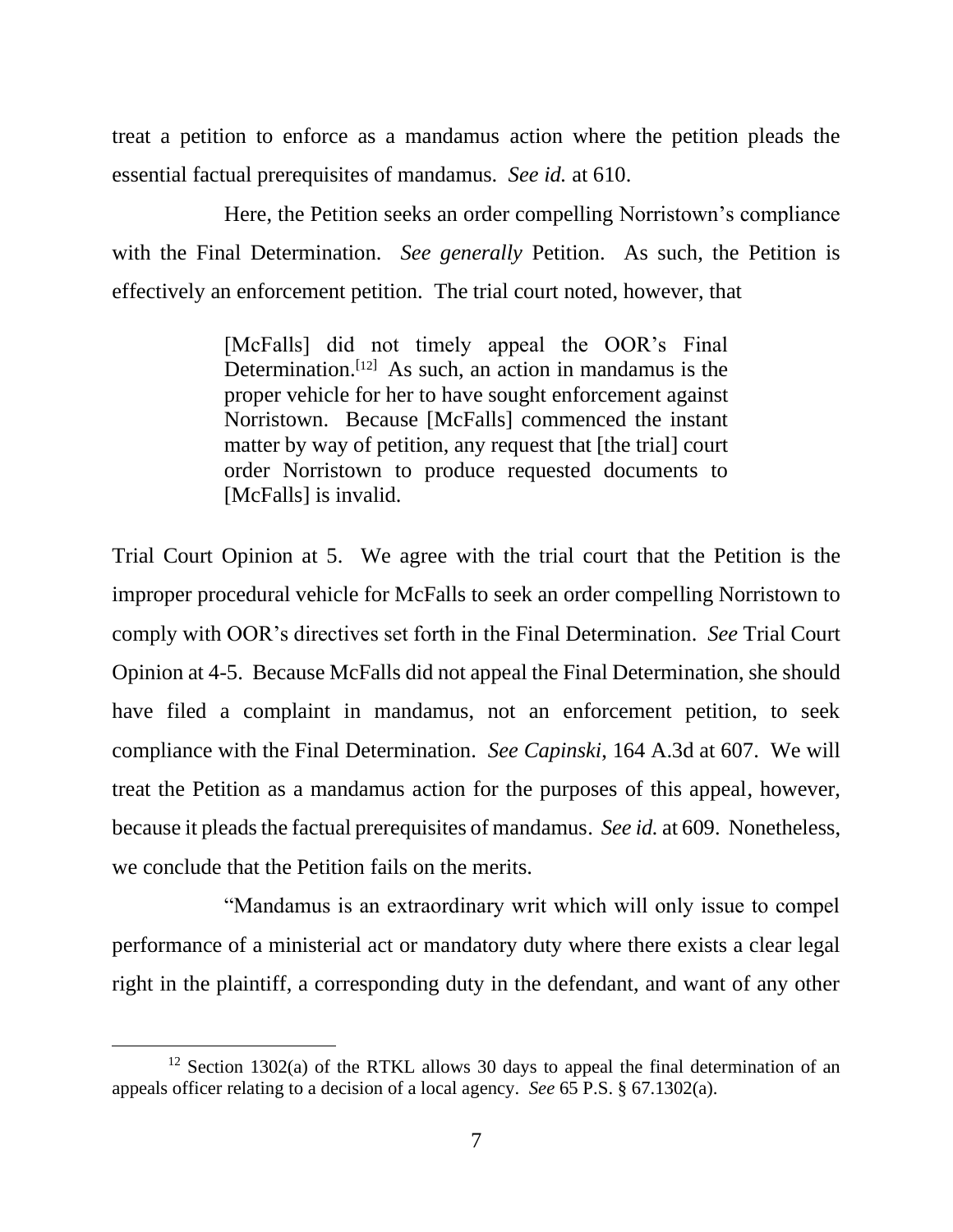treat a petition to enforce as a mandamus action where the petition pleads the essential factual prerequisites of mandamus. *See id.* at 610.

Here, the Petition seeks an order compelling Norristown's compliance with the Final Determination. *See generally* Petition. As such, the Petition is effectively an enforcement petition. The trial court noted, however, that

> [McFalls] did not timely appeal the OOR's Final Determination.[12] As such, an action in mandamus is the proper vehicle for her to have sought enforcement against Norristown. Because [McFalls] commenced the instant matter by way of petition, any request that [the trial] court order Norristown to produce requested documents to [McFalls] is invalid.

Trial Court Opinion at 5. We agree with the trial court that the Petition is the improper procedural vehicle for McFalls to seek an order compelling Norristown to comply with OOR's directives set forth in the Final Determination. *See* Trial Court Opinion at 4-5. Because McFalls did not appeal the Final Determination, she should have filed a complaint in mandamus, not an enforcement petition, to seek compliance with the Final Determination. *See Capinski*, 164 A.3d at 607. We will treat the Petition as a mandamus action for the purposes of this appeal, however, because it pleads the factual prerequisites of mandamus. *See id.* at 609. Nonetheless, we conclude that the Petition fails on the merits.

"Mandamus is an extraordinary writ which will only issue to compel performance of a ministerial act or mandatory duty where there exists a clear legal right in the plaintiff, a corresponding duty in the defendant, and want of any other

---

[12] Section 1302(a) of the RTKL allows 30 days to appeal the final determination of an appeals officer relating to a decision of a local agency. *See* 65 P.S. § 67.1302(a).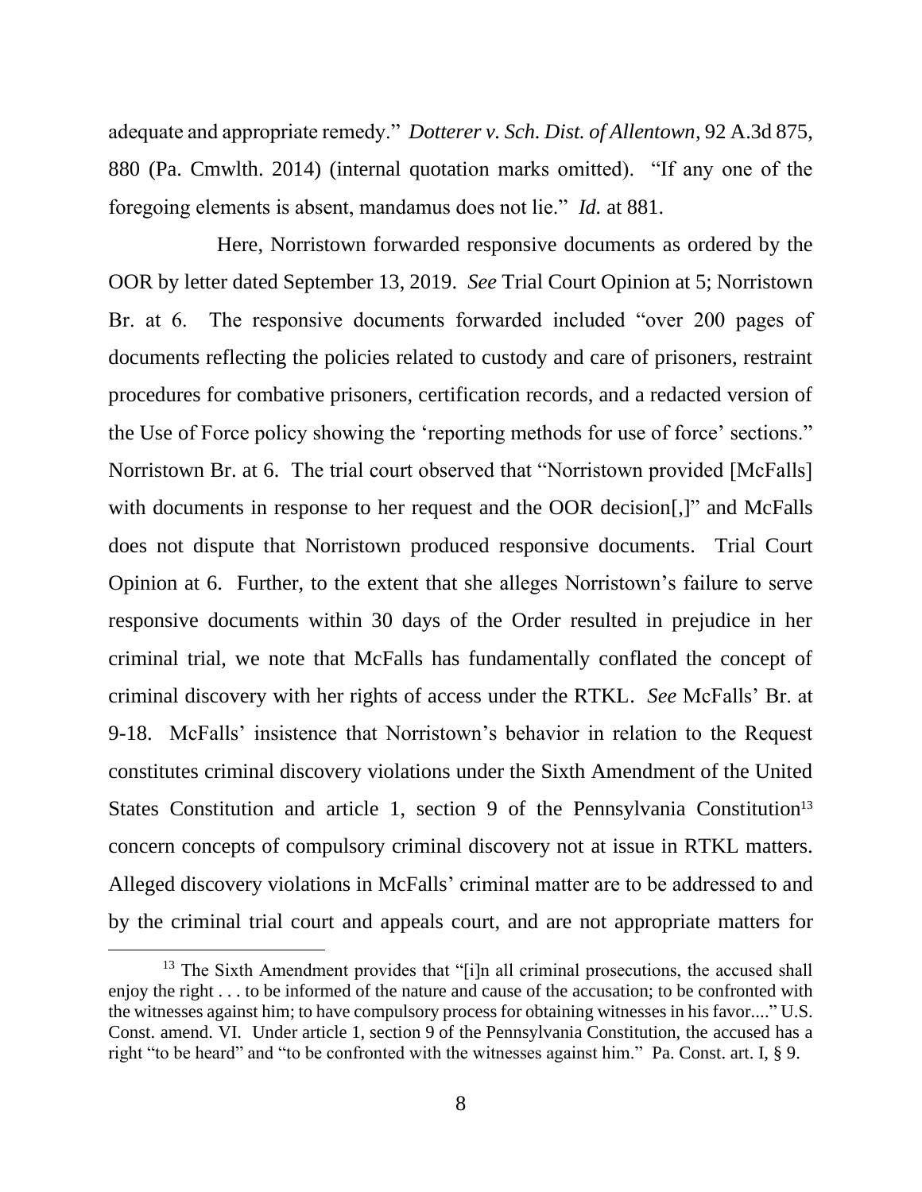adequate and appropriate remedy." *Dotterer v. Sch. Dist. of Allentown*, 92 A.3d 875, 880 (Pa. Cmwlth. 2014) (internal quotation marks omitted). "If any one of the foregoing elements is absent, mandamus does not lie." *Id.* at 881.

Here, Norristown forwarded responsive documents as ordered by the OOR by letter dated September 13, 2019. *See* Trial Court Opinion at 5; Norristown Br. at 6. The responsive documents forwarded included "over 200 pages of documents reflecting the policies related to custody and care of prisoners, restraint procedures for combative prisoners, certification records, and a redacted version of the Use of Force policy showing the 'reporting methods for use of force' sections." Norristown Br. at 6. The trial court observed that "Norristown provided [McFalls] with documents in response to her request and the OOR decision[,]" and McFalls does not dispute that Norristown produced responsive documents. Trial Court Opinion at 6. Further, to the extent that she alleges Norristown's failure to serve responsive documents within 30 days of the Order resulted in prejudice in her criminal trial, we note that McFalls has fundamentally conflated the concept of criminal discovery with her rights of access under the RTKL. *See* McFalls' Br. at 9-18. McFalls' insistence that Norristown's behavior in relation to the Request constitutes criminal discovery violations under the Sixth Amendment of the United States Constitution and article 1, section 9 of the Pennsylvania Constitution[13] concern concepts of compulsory criminal discovery not at issue in RTKL matters. Alleged discovery violations in McFalls' criminal matter are to be addressed to and by the criminal trial court and appeals court, and are not appropriate matters for

[13] The Sixth Amendment provides that "[i]n all criminal prosecutions, the accused shall enjoy the right . . . to be informed of the nature and cause of the accusation; to be confronted with the witnesses against him; to have compulsory process for obtaining witnesses in his favor...." U.S. Const. amend. VI. Under article 1, section 9 of the Pennsylvania Constitution, the accused has a right "to be heard" and "to be confronted with the witnesses against him." Pa. Const. art. I, § 9.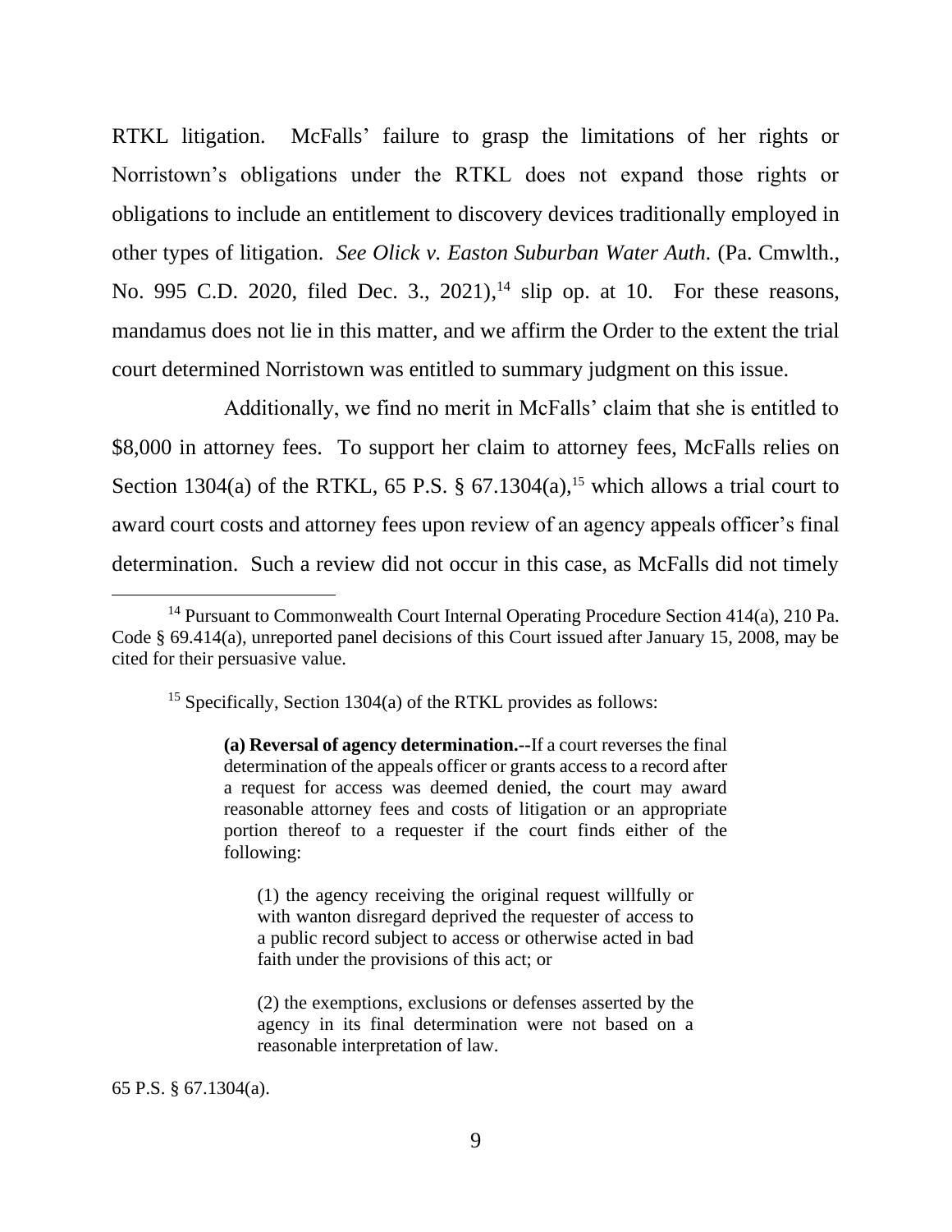RTKL litigation. McFalls' failure to grasp the limitations of her rights or Norristown's obligations under the RTKL does not expand those rights or obligations to include an entitlement to discovery devices traditionally employed in other types of litigation. *See Olick v. Easton Suburban Water Auth.* (Pa. Cmwlth., No. 995 C.D. 2020, filed Dec. 3., 2021),[14] slip op. at 10. For these reasons, mandamus does not lie in this matter, and we affirm the Order to the extent the trial court determined Norristown was entitled to summary judgment on this issue.

Additionally, we find no merit in McFalls' claim that she is entitled to $8,000 in attorney fees. To support her claim to attorney fees, McFalls relies on Section 1304(a) of the RTKL, 65 P.S. § 67.1304(a),[15] which allows a trial court to award court costs and attorney fees upon review of an agency appeals officer's final determination. Such a review did not occur in this case, as McFalls did not timely

---

[14] Pursuant to Commonwealth Court Internal Operating Procedure Section 414(a), 210 Pa. Code § 69.414(a), unreported panel decisions of this Court issued after January 15, 2008, may be cited for their persuasive value.

[15] Specifically, Section 1304(a) of the RTKL provides as follows:

> **(a) Reversal of agency determination.--**If a court reverses the final determination of the appeals officer or grants access to a record after a request for access was deemed denied, the court may award reasonable attorney fees and costs of litigation or an appropriate portion thereof to a requester if the court finds either of the following:
>
> (1) the agency receiving the original request willfully or with wanton disregard deprived the requester of access to a public record subject to access or otherwise acted in bad faith under the provisions of this act; or
>
> (2) the exemptions, exclusions or defenses asserted by the agency in its final determination were not based on a reasonable interpretation of law.

65 P.S. § 67.1304(a).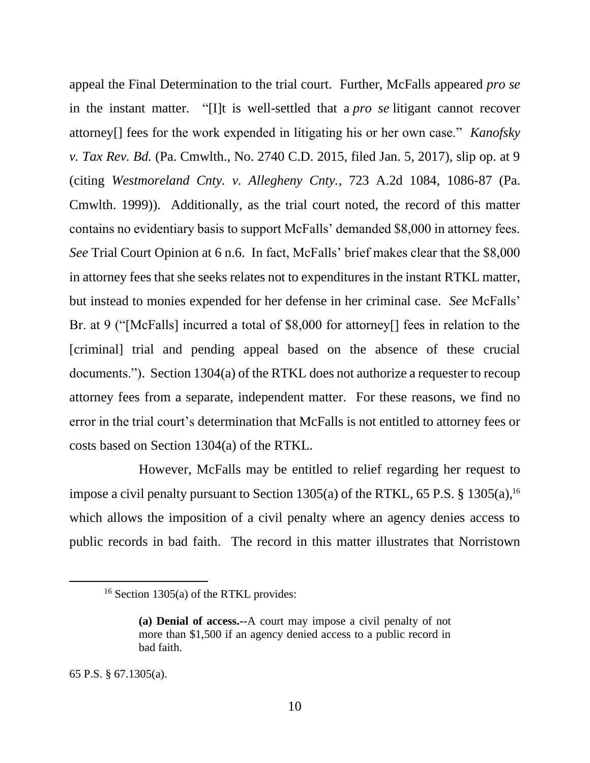appeal the Final Determination to the trial court. Further, McFalls appeared *pro se* in the instant matter. "[I]t is well-settled that a *pro se* litigant cannot recover attorney[] fees for the work expended in litigating his or her own case." *Kanofsky v. Tax Rev. Bd.* (Pa. Cmwlth., No. 2740 C.D. 2015, filed Jan. 5, 2017), slip op. at 9 (citing *Westmoreland Cnty. v. Allegheny Cnty.*, 723 A.2d 1084, 1086-87 (Pa. Cmwlth. 1999)). Additionally, as the trial court noted, the record of this matter contains no evidentiary basis to support McFalls' demanded $8,000 in attorney fees. *See* Trial Court Opinion at 6 n.6. In fact, McFalls' brief makes clear that the $8,000 in attorney fees that she seeks relates not to expenditures in the instant RTKL matter, but instead to monies expended for her defense in her criminal case. *See* McFalls' Br. at 9 ("[McFalls] incurred a total of $8,000 for attorney[] fees in relation to the [criminal] trial and pending appeal based on the absence of these crucial documents."). Section 1304(a) of the RTKL does not authorize a requester to recoup attorney fees from a separate, independent matter. For these reasons, we find no error in the trial court's determination that McFalls is not entitled to attorney fees or costs based on Section 1304(a) of the RTKL.

However, McFalls may be entitled to relief regarding her request to impose a civil penalty pursuant to Section 1305(a) of the RTKL, 65 P.S. § 1305(a),[16] which allows the imposition of a civil penalty where an agency denies access to public records in bad faith. The record in this matter illustrates that Norristown

---

[16] Section 1305(a) of the RTKL provides:

> **(a) Denial of access.--**A court may impose a civil penalty of not more than $1,500 if an agency denied access to a public record in bad faith.

65 P.S. § 67.1305(a).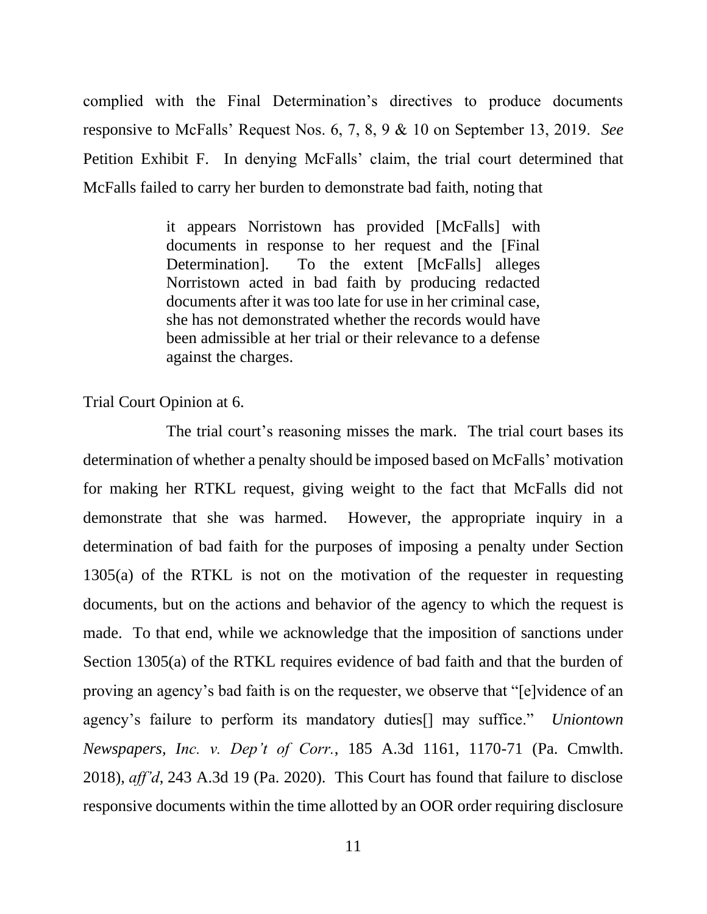complied with the Final Determination's directives to produce documents responsive to McFalls' Request Nos. 6, 7, 8, 9 & 10 on September 13, 2019. *See* Petition Exhibit F. In denying McFalls' claim, the trial court determined that McFalls failed to carry her burden to demonstrate bad faith, noting that

> it appears Norristown has provided [McFalls] with documents in response to her request and the [Final Determination]. To the extent [McFalls] alleges Norristown acted in bad faith by producing redacted documents after it was too late for use in her criminal case, she has not demonstrated whether the records would have been admissible at her trial or their relevance to a defense against the charges.

Trial Court Opinion at 6.

The trial court's reasoning misses the mark. The trial court bases its determination of whether a penalty should be imposed based on McFalls' motivation for making her RTKL request, giving weight to the fact that McFalls did not demonstrate that she was harmed. However, the appropriate inquiry in a determination of bad faith for the purposes of imposing a penalty under Section 1305(a) of the RTKL is not on the motivation of the requester in requesting documents, but on the actions and behavior of the agency to which the request is made. To that end, while we acknowledge that the imposition of sanctions under Section 1305(a) of the RTKL requires evidence of bad faith and that the burden of proving an agency's bad faith is on the requester, we observe that "[e]vidence of an agency's failure to perform its mandatory duties[] may suffice." *Uniontown Newspapers, Inc. v. Dep't of Corr.*, 185 A.3d 1161, 1170-71 (Pa. Cmwlth. 2018), *aff'd*, 243 A.3d 19 (Pa. 2020). This Court has found that failure to disclose responsive documents within the time allotted by an OOR order requiring disclosure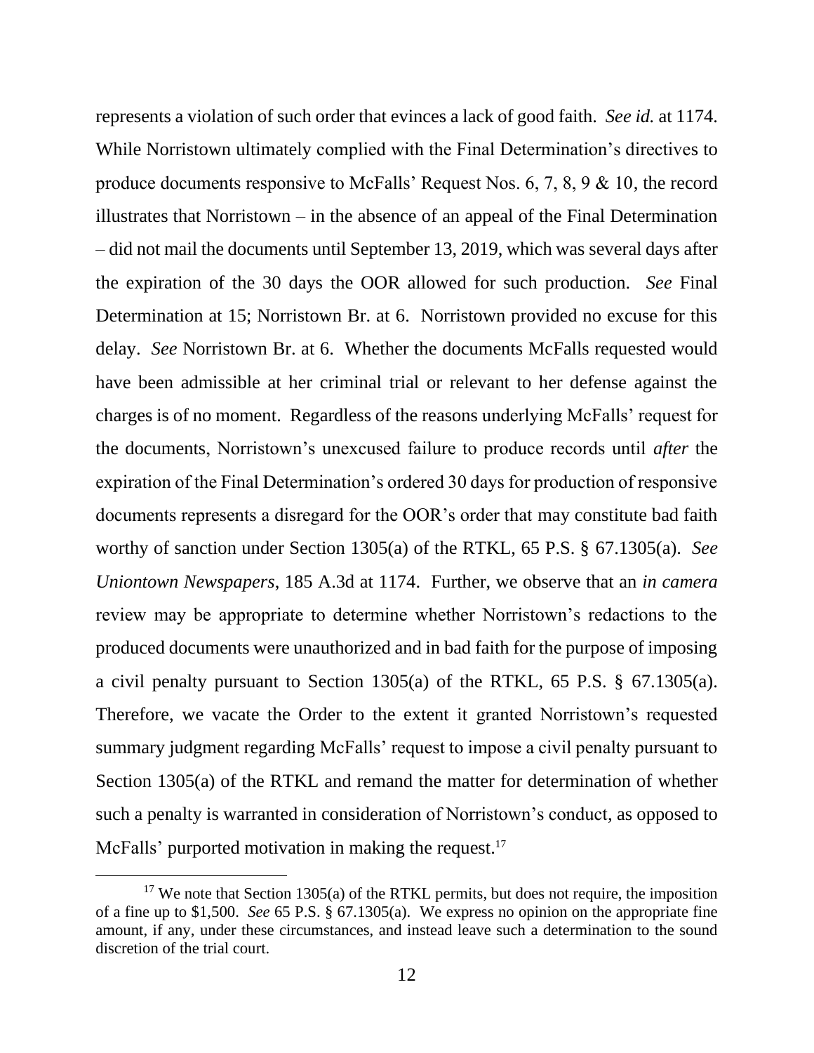represents a violation of such order that evinces a lack of good faith. *See id.* at 1174. While Norristown ultimately complied with the Final Determination's directives to produce documents responsive to McFalls' Request Nos. 6, 7, 8, 9 & 10, the record illustrates that Norristown – in the absence of an appeal of the Final Determination – did not mail the documents until September 13, 2019, which was several days after the expiration of the 30 days the OOR allowed for such production. *See* Final Determination at 15; Norristown Br. at 6. Norristown provided no excuse for this delay. *See* Norristown Br. at 6. Whether the documents McFalls requested would have been admissible at her criminal trial or relevant to her defense against the charges is of no moment. Regardless of the reasons underlying McFalls' request for the documents, Norristown's unexcused failure to produce records until *after* the expiration of the Final Determination's ordered 30 days for production of responsive documents represents a disregard for the OOR's order that may constitute bad faith worthy of sanction under Section 1305(a) of the RTKL, 65 P.S. § 67.1305(a). *See Uniontown Newspapers*, 185 A.3d at 1174. Further, we observe that an *in camera* review may be appropriate to determine whether Norristown's redactions to the produced documents were unauthorized and in bad faith for the purpose of imposing a civil penalty pursuant to Section 1305(a) of the RTKL, 65 P.S. § 67.1305(a). Therefore, we vacate the Order to the extent it granted Norristown's requested summary judgment regarding McFalls' request to impose a civil penalty pursuant to Section 1305(a) of the RTKL and remand the matter for determination of whether such a penalty is warranted in consideration of Norristown's conduct, as opposed to McFalls' purported motivation in making the request.[17]

---

[17] We note that Section 1305(a) of the RTKL permits, but does not require, the imposition of a fine up to $1,500. *See* 65 P.S. § 67.1305(a). We express no opinion on the appropriate fine amount, if any, under these circumstances, and instead leave such a determination to the sound discretion of the trial court.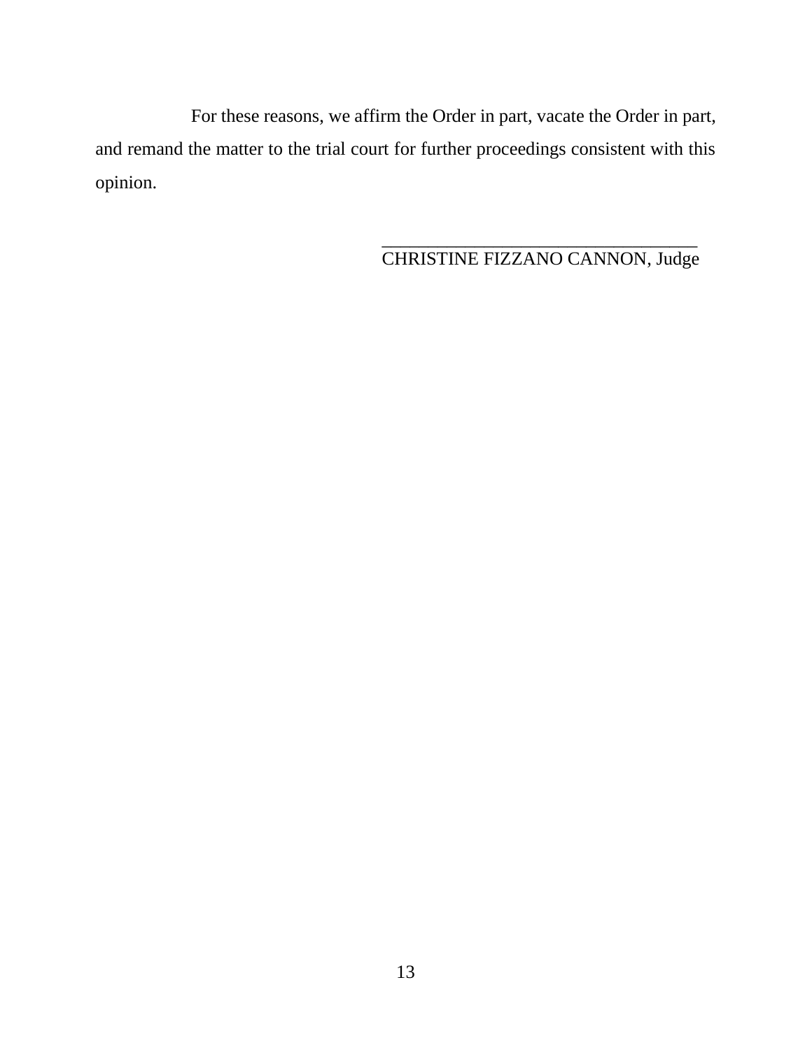For these reasons, we affirm the Order in part, vacate the Order in part, and remand the matter to the trial court for further proceedings consistent with this opinion.

___________________________________
CHRISTINE FIZZANO CANNON, Judge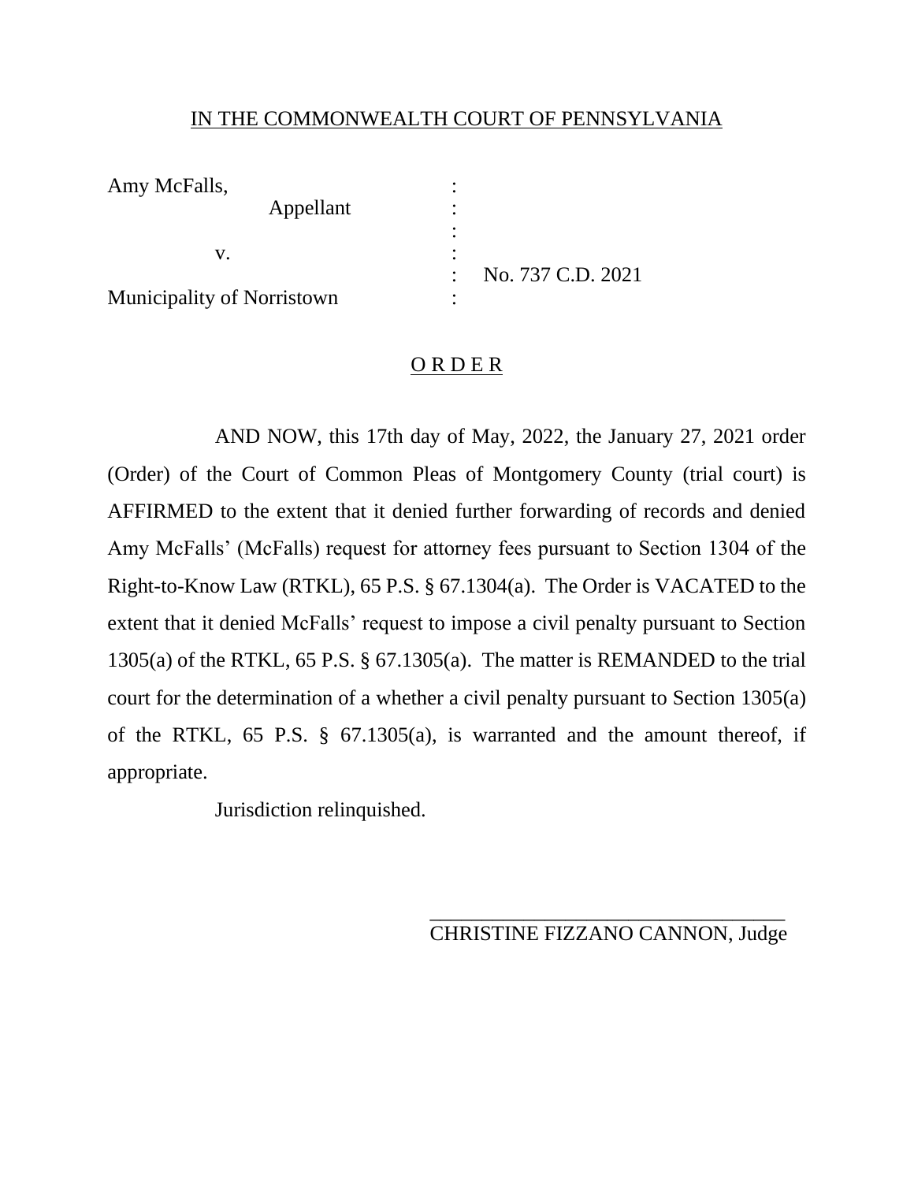IN THE COMMONWEALTH COURT OF PENNSYLVANIA

| | | |
|---|---|---|
| Amy McFalls, Appellant | : | |
| v. | : | No. 737 C.D. 2021 |
| Municipality of Norristown | : | |

## O R D E R

AND NOW, this 17th day of May, 2022, the January 27, 2021 order (Order) of the Court of Common Pleas of Montgomery County (trial court) is AFFIRMED to the extent that it denied further forwarding of records and denied Amy McFalls' (McFalls) request for attorney fees pursuant to Section 1304 of the Right-to-Know Law (RTKL), 65 P.S. § 67.1304(a). The Order is VACATED to the extent that it denied McFalls' request to impose a civil penalty pursuant to Section 1305(a) of the RTKL, 65 P.S. § 67.1305(a). The matter is REMANDED to the trial court for the determination of a whether a civil penalty pursuant to Section 1305(a) of the RTKL, 65 P.S. § 67.1305(a), is warranted and the amount thereof, if appropriate.

Jurisdiction relinquished.

\_\_\_\_\_\_\_\_\_\_\_\_\_\_\_\_\_\_\_\_\_\_\_\_\_\_\_\_\_\_\_\_\_\_
CHRISTINE FIZZANO CANNON, Judge